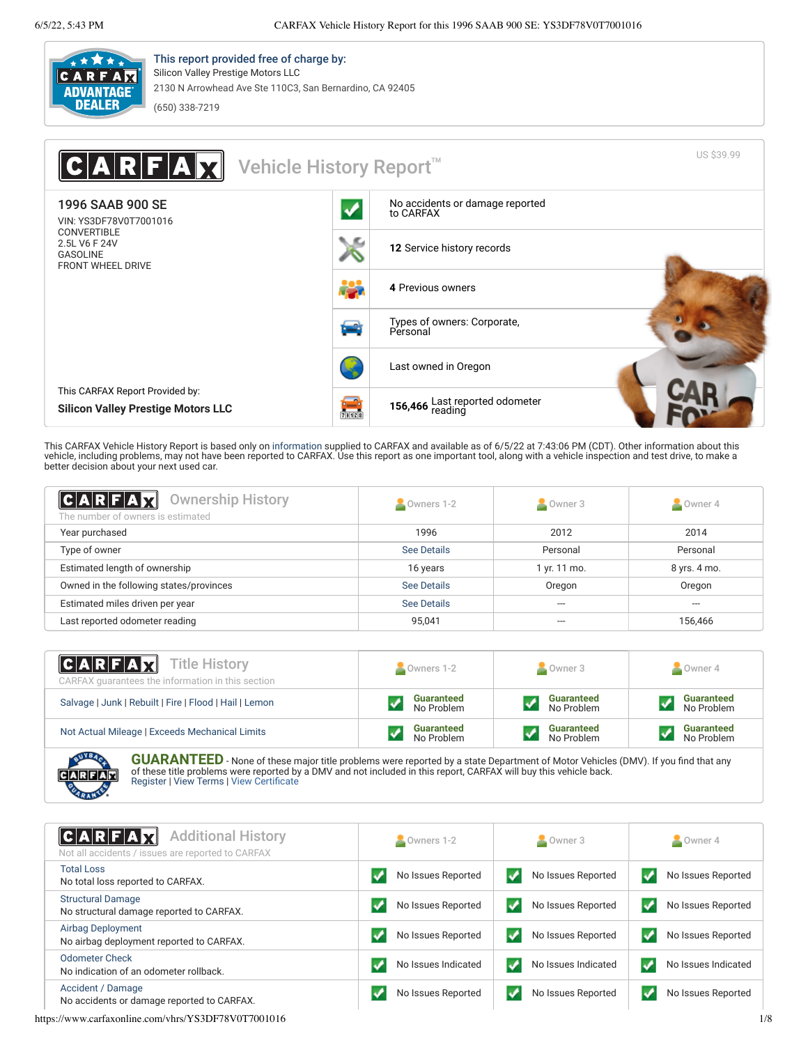**This report provided free of charge by:**
Silicon Valley Prestige Motors LLC
2130 N Arrowhead Ave Ste 110C3, San Bernardino, CA 92405
(650) 338-7219

# CARFAX Vehicle History Report™

US $39.99

## 1996 SAAB 900 SE

VIN: YS3DF78V0T7001016
CONVERTIBLE
2.5L V6 F 24V
GASOLINE
FRONT WHEEL DRIVE

- No accidents or damage reported to CARFAX
- **12** Service history records
- **4** Previous owners
- Types of owners: Corporate, Personal
- Last owned in Oregon
- **156,466** Last reported odometer reading

This CARFAX Report Provided by:
**Silicon Valley Prestige Motors LLC**

This CARFAX Vehicle History Report is based only on information supplied to CARFAX and available as of 6/5/22 at 7:43:06 PM (CDT). Other information about this vehicle, including problems, may not have been reported to CARFAX. Use this report as one important tool, along with a vehicle inspection and test drive, to make a better decision about your next used car.

## Ownership History

The number of owners is estimated

| | Owners 1-2 | Owner 3 | Owner 4 |
|---|---|---|---|
| Year purchased | 1996 | 2012 | 2014 |
| Type of owner | See Details | Personal | Personal |
| Estimated length of ownership | 16 years | 1 yr. 11 mo. | 8 yrs. 4 mo. |
| Owned in the following states/provinces | See Details | Oregon | Oregon |
| Estimated miles driven per year | See Details | --- | --- |
| Last reported odometer reading | 95,041 | --- | 156,466 |

## Title History

CARFAX guarantees the information in this section

| | Owners 1-2 | Owner 3 | Owner 4 |
|---|---|---|---|
| Salvage \| Junk \| Rebuilt \| Fire \| Flood \| Hail \| Lemon | Guaranteed No Problem | Guaranteed No Problem | Guaranteed No Problem |
| Not Actual Mileage \| Exceeds Mechanical Limits | Guaranteed No Problem | Guaranteed No Problem | Guaranteed No Problem |

**GUARANTEED** - None of these major title problems were reported by a state Department of Motor Vehicles (DMV). If you find that any of these title problems were reported by a DMV and not included in this report, CARFAX will buy this vehicle back.
Register | View Terms | View Certificate

## Additional History

Not all accidents / issues are reported to CARFAX

| | Owners 1-2 | Owner 3 | Owner 4 |
|---|---|---|---|
| Total Loss<br>No total loss reported to CARFAX. | No Issues Reported | No Issues Reported | No Issues Reported |
| Structural Damage<br>No structural damage reported to CARFAX. | No Issues Reported | No Issues Reported | No Issues Reported |
| Airbag Deployment<br>No airbag deployment reported to CARFAX. | No Issues Reported | No Issues Reported | No Issues Reported |
| Odometer Check<br>No indication of an odometer rollback. | No Issues Indicated | No Issues Indicated | No Issues Indicated |
| Accident / Damage<br>No accidents or damage reported to CARFAX. | No Issues Reported | No Issues Reported | No Issues Reported |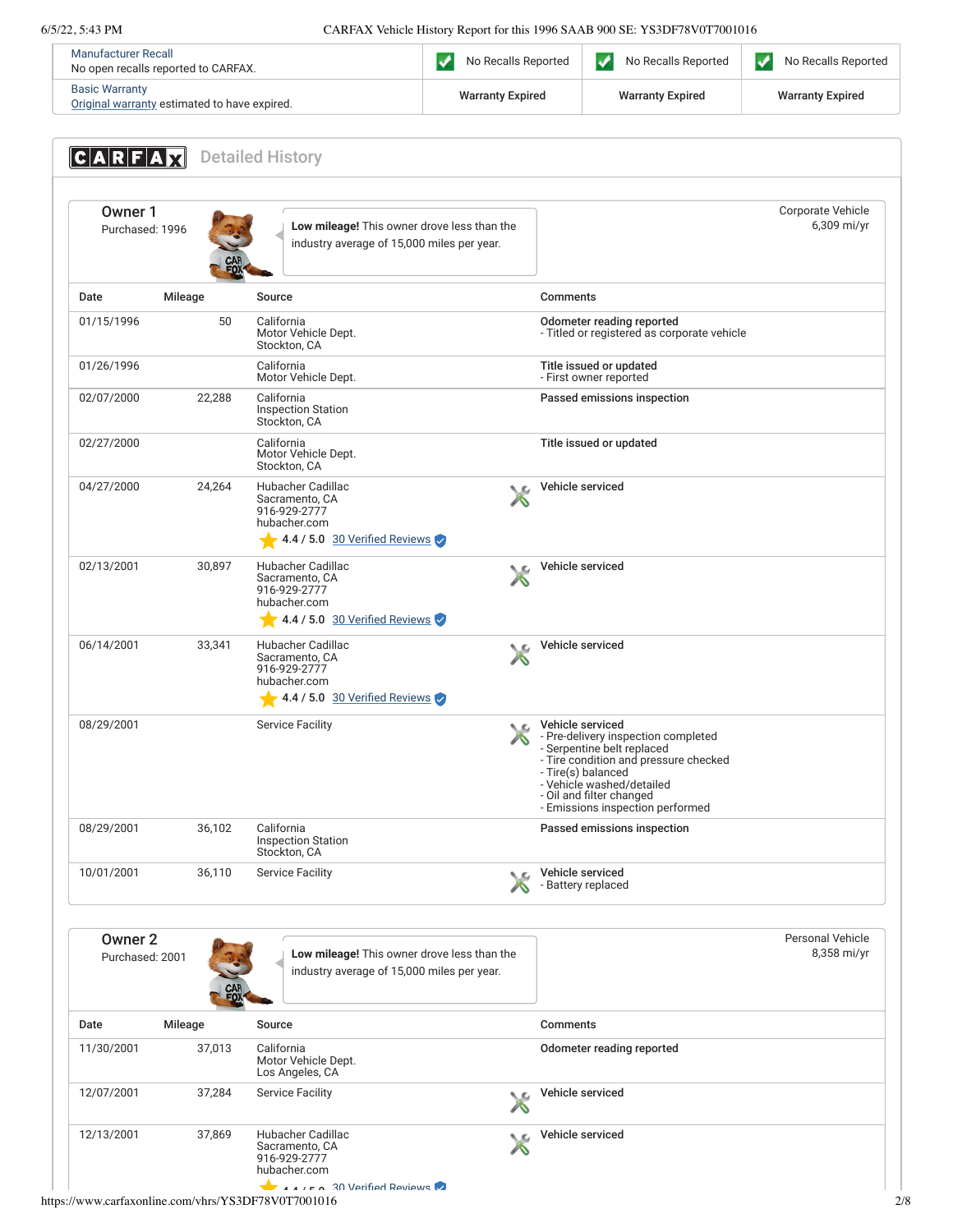| | | | |
|---|---|---|---|
| Manufacturer Recall<br>No open recalls reported to CARFAX. | No Recalls Reported | No Recalls Reported | No Recalls Reported |
| Basic Warranty<br>Original warranty estimated to have expired. | Warranty Expired | Warranty Expired | Warranty Expired |

## CARFAX Detailed History

### Owner 1
Purchased: 1996

**Low mileage!** This owner drove less than the industry average of 15,000 miles per year.

Corporate Vehicle
6,309 mi/yr

| Date | Mileage | Source | Comments |
|---|---|---|---|
| 01/15/1996 | 50 | California<br>Motor Vehicle Dept.<br>Stockton, CA | **Odometer reading reported**<br>- Titled or registered as corporate vehicle |
| 01/26/1996 | | California<br>Motor Vehicle Dept. | **Title issued or updated**<br>- First owner reported |
| 02/07/2000 | 22,288 | California<br>Inspection Station<br>Stockton, CA | **Passed emissions inspection** |
| 02/27/2000 | | California<br>Motor Vehicle Dept.<br>Stockton, CA | **Title issued or updated** |
| 04/27/2000 | 24,264 | Hubacher Cadillac<br>Sacramento, CA<br>916-929-2777<br>hubacher.com<br>4.4 / 5.0 30 Verified Reviews | **Vehicle serviced** |
| 02/13/2001 | 30,897 | Hubacher Cadillac<br>Sacramento, CA<br>916-929-2777<br>hubacher.com<br>4.4 / 5.0 30 Verified Reviews | **Vehicle serviced** |
| 06/14/2001 | 33,341 | Hubacher Cadillac<br>Sacramento, CA<br>916-929-2777<br>hubacher.com<br>4.4 / 5.0 30 Verified Reviews | **Vehicle serviced** |
| 08/29/2001 | | Service Facility | **Vehicle serviced**<br>- Pre-delivery inspection completed<br>- Serpentine belt replaced<br>- Tire condition and pressure checked<br>- Tire(s) balanced<br>- Vehicle washed/detailed<br>- Oil and filter changed<br>- Emissions inspection performed |
| 08/29/2001 | 36,102 | California<br>Inspection Station<br>Stockton, CA | **Passed emissions inspection** |
| 10/01/2001 | 36,110 | Service Facility | **Vehicle serviced**<br>- Battery replaced |

### Owner 2
Purchased: 2001

**Low mileage!** This owner drove less than the industry average of 15,000 miles per year.

Personal Vehicle
8,358 mi/yr

| Date | Mileage | Source | Comments |
|---|---|---|---|
| 11/30/2001 | 37,013 | California<br>Motor Vehicle Dept.<br>Los Angeles, CA | **Odometer reading reported** |
| 12/07/2001 | 37,284 | Service Facility | **Vehicle serviced** |
| 12/13/2001 | 37,869 | Hubacher Cadillac<br>Sacramento, CA<br>916-929-2777<br>hubacher.com<br>4.4 / 5.0 30 Verified Reviews | **Vehicle serviced** |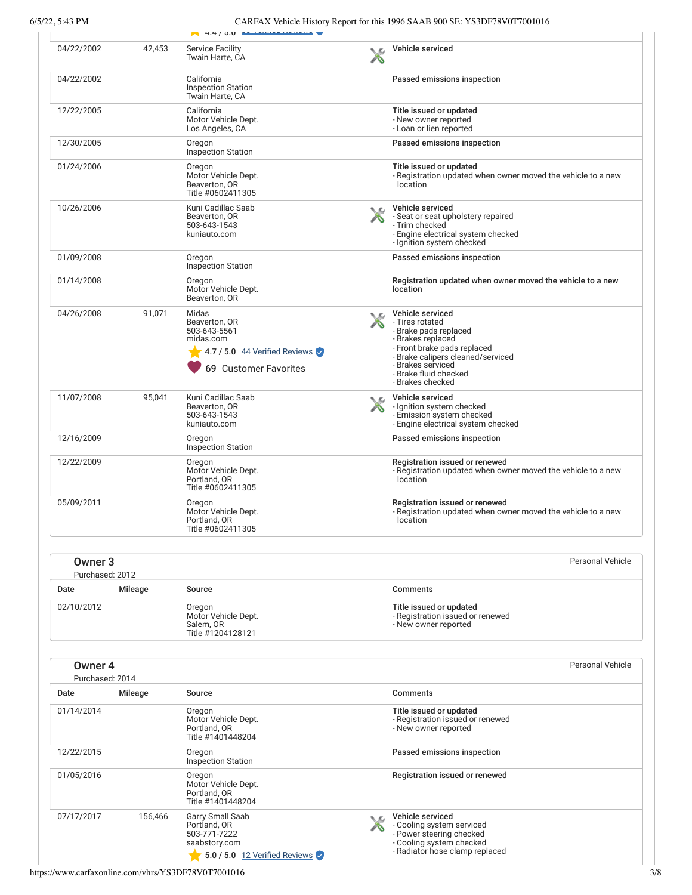| Date | Mileage | Source | Comments |
|---|---|---|---|
| 04/22/2002 | 42,453 | Service Facility<br>Twain Harte, CA | **Vehicle serviced** |
| 04/22/2002 | | California<br>Inspection Station<br>Twain Harte, CA | **Passed emissions inspection** |
| 12/22/2005 | | California<br>Motor Vehicle Dept.<br>Los Angeles, CA | **Title issued or updated**<br>- New owner reported<br>- Loan or lien reported |
| 12/30/2005 | | Oregon<br>Inspection Station | **Passed emissions inspection** |
| 01/24/2006 | | Oregon<br>Motor Vehicle Dept.<br>Beaverton, OR<br>Title #0602411305 | **Title issued or updated**<br>- Registration updated when owner moved the vehicle to a new location |
| 10/26/2006 | | Kuni Cadillac Saab<br>Beaverton, OR<br>503-643-1543<br>kuniauto.com | **Vehicle serviced**<br>- Seat or seat upholstery repaired<br>- Trim checked<br>- Engine electrical system checked<br>- Ignition system checked |
| 01/09/2008 | | Oregon<br>Inspection Station | **Passed emissions inspection** |
| 01/14/2008 | | Oregon<br>Motor Vehicle Dept.<br>Beaverton, OR | **Registration updated when owner moved the vehicle to a new location** |
| 04/26/2008 | 91,071 | Midas<br>Beaverton, OR<br>503-643-5561<br>midas.com<br>4.7 / 5.0 44 Verified Reviews<br>69 Customer Favorites | **Vehicle serviced**<br>- Tires rotated<br>- Brake pads replaced<br>- Brakes replaced<br>- Front brake pads replaced<br>- Brake calipers cleaned/serviced<br>- Brakes serviced<br>- Brake fluid checked<br>- Brakes checked |
| 11/07/2008 | 95,041 | Kuni Cadillac Saab<br>Beaverton, OR<br>503-643-1543<br>kuniauto.com | **Vehicle serviced**<br>- Ignition system checked<br>- Emission system checked<br>- Engine electrical system checked |
| 12/16/2009 | | Oregon<br>Inspection Station | **Passed emissions inspection** |
| 12/22/2009 | | Oregon<br>Motor Vehicle Dept.<br>Portland, OR<br>Title #0602411305 | **Registration issued or renewed**<br>- Registration updated when owner moved the vehicle to a new location |
| 05/09/2011 | | Oregon<br>Motor Vehicle Dept.<br>Portland, OR<br>Title #0602411305 | **Registration issued or renewed**<br>- Registration updated when owner moved the vehicle to a new location |

## Owner 3

Purchased: 2012

Personal Vehicle

| Date | Mileage | Source | Comments |
|---|---|---|---|
| 02/10/2012 | | Oregon<br>Motor Vehicle Dept.<br>Salem, OR<br>Title #1204128121 | **Title issued or updated**<br>- Registration issued or renewed<br>- New owner reported |

## Owner 4

Purchased: 2014

Personal Vehicle

| Date | Mileage | Source | Comments |
|---|---|---|---|
| 01/14/2014 | | Oregon<br>Motor Vehicle Dept.<br>Portland, OR<br>Title #1401448204 | **Title issued or updated**<br>- Registration issued or renewed<br>- New owner reported |
| 12/22/2015 | | Oregon<br>Inspection Station | **Passed emissions inspection** |
| 01/05/2016 | | Oregon<br>Motor Vehicle Dept.<br>Portland, OR<br>Title #1401448204 | **Registration issued or renewed** |
| 07/17/2017 | 156,466 | Garry Small Saab<br>Portland, OR<br>503-771-7222<br>saabstory.com<br>5.0 / 5.0 12 Verified Reviews | **Vehicle serviced**<br>- Cooling system serviced<br>- Power steering checked<br>- Cooling system checked<br>- Radiator hose clamp replaced |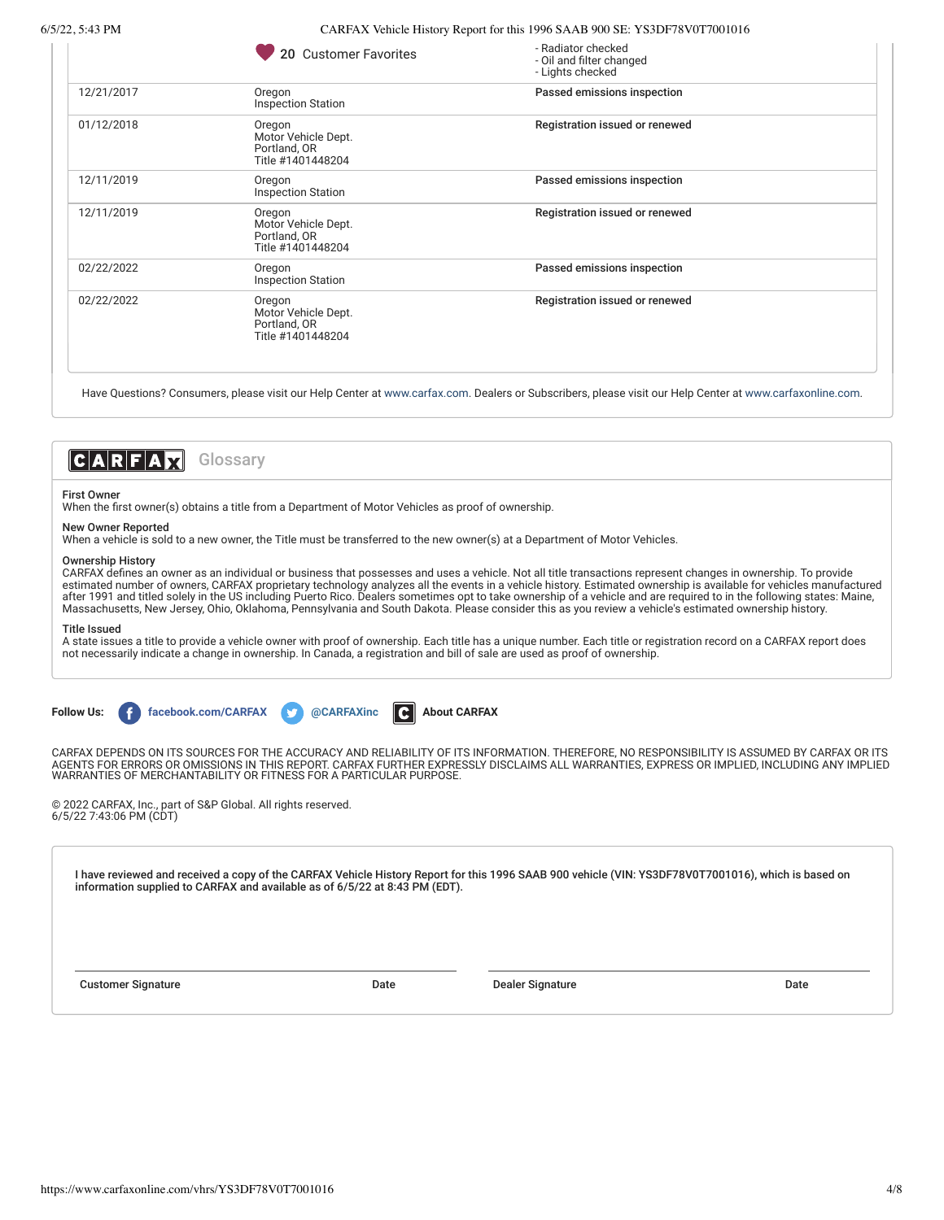| | | |
|---|---|---|
| | 20 Customer Favorites | - Radiator checked<br>- Oil and filter changed<br>- Lights checked |
| 12/21/2017 | Oregon<br>Inspection Station | **Passed emissions inspection** |
| 01/12/2018 | Oregon<br>Motor Vehicle Dept.<br>Portland, OR<br>Title #1401448204 | **Registration issued or renewed** |
| 12/11/2019 | Oregon<br>Inspection Station | **Passed emissions inspection** |
| 12/11/2019 | Oregon<br>Motor Vehicle Dept.<br>Portland, OR<br>Title #1401448204 | **Registration issued or renewed** |
| 02/22/2022 | Oregon<br>Inspection Station | **Passed emissions inspection** |
| 02/22/2022 | Oregon<br>Motor Vehicle Dept.<br>Portland, OR<br>Title #1401448204 | **Registration issued or renewed** |

Have Questions? Consumers, please visit our Help Center at www.carfax.com. Dealers or Subscribers, please visit our Help Center at www.carfaxonline.com.

## CARFAX Glossary

**First Owner**
When the first owner(s) obtains a title from a Department of Motor Vehicles as proof of ownership.

**New Owner Reported**
When a vehicle is sold to a new owner, the Title must be transferred to the new owner(s) at a Department of Motor Vehicles.

**Ownership History**
CARFAX defines an owner as an individual or business that possesses and uses a vehicle. Not all title transactions represent changes in ownership. To provide estimated number of owners, CARFAX proprietary technology analyzes all the events in a vehicle history. Estimated ownership is available for vehicles manufactured after 1991 and titled solely in the US including Puerto Rico. Dealers sometimes opt to take ownership of a vehicle and are required to in the following states: Maine, Massachusetts, New Jersey, Ohio, Oklahoma, Pennsylvania and South Dakota. Please consider this as you review a vehicle's estimated ownership history.

**Title Issued**
A state issues a title to provide a vehicle owner with proof of ownership. Each title has a unique number. Each title or registration record on a CARFAX report does not necessarily indicate a change in ownership. In Canada, a registration and bill of sale are used as proof of ownership.

**Follow Us:** facebook.com/CARFAX @CARFAXinc About CARFAX

CARFAX DEPENDS ON ITS SOURCES FOR THE ACCURACY AND RELIABILITY OF ITS INFORMATION. THEREFORE, NO RESPONSIBILITY IS ASSUMED BY CARFAX OR ITS AGENTS FOR ERRORS OR OMISSIONS IN THIS REPORT. CARFAX FURTHER EXPRESSLY DISCLAIMS ALL WARRANTIES, EXPRESS OR IMPLIED, INCLUDING ANY IMPLIED WARRANTIES OF MERCHANTABILITY OR FITNESS FOR A PARTICULAR PURPOSE.

© 2022 CARFAX, Inc., part of S&P Global. All rights reserved.
6/5/22 7:43:06 PM (CDT)

**I have reviewed and received a copy of the CARFAX Vehicle History Report for this 1996 SAAB 900 vehicle (VIN: YS3DF78V0T7001016), which is based on information supplied to CARFAX and available as of 6/5/22 at 8:43 PM (EDT).**

| Customer Signature | Date | Dealer Signature | Date |
|---|---|---|---|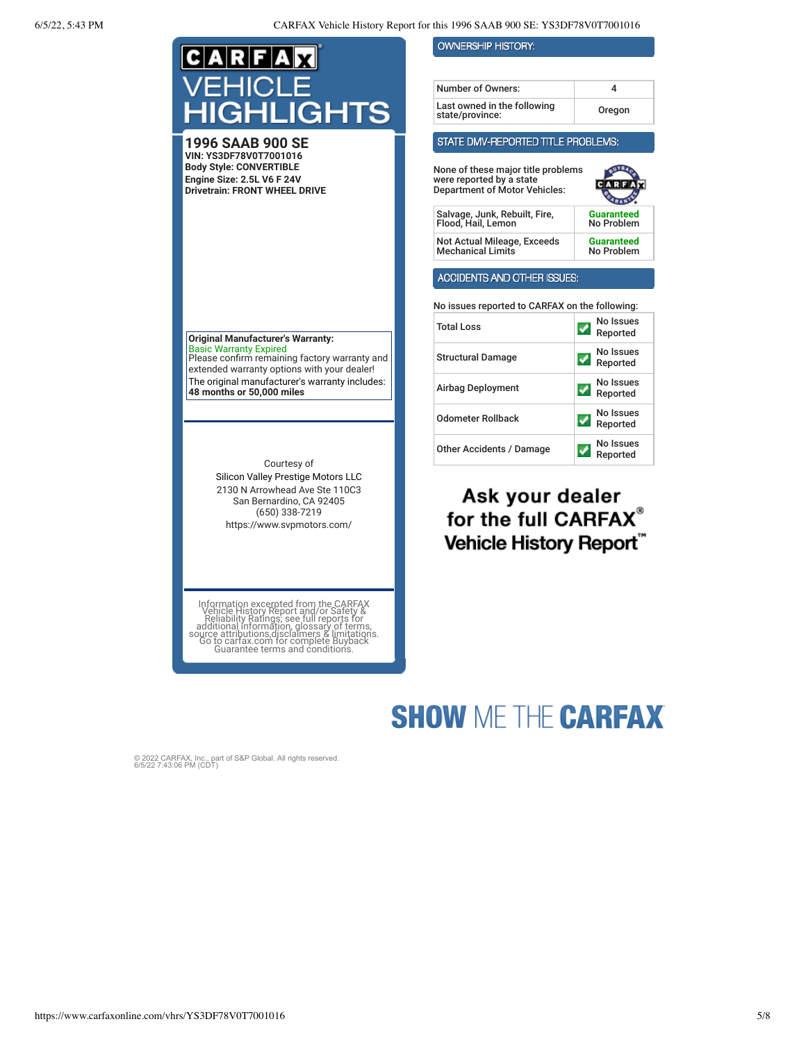# CARFAX VEHICLE HIGHLIGHTS

## 1996 SAAB 900 SE

**VIN: YS3DF78V0T7001016**
**Body Style: CONVERTIBLE**
**Engine Size: 2.5L V6 F 24V**
**Drivetrain: FRONT WHEEL DRIVE**

**Original Manufacturer's Warranty:**
Basic Warranty Expired
Please confirm remaining factory warranty and extended warranty options with your dealer!
The original manufacturer's warranty includes:
**48 months or 50,000 miles**

Courtesy of
Silicon Valley Prestige Motors LLC
2130 N Arrowhead Ave Ste 110C3
San Bernardino, CA 92405
(650) 338-7219
https://www.svpmotors.com/

Information excerpted from the CARFAX Vehicle History Report and/or Safety & Reliability Ratings; see full reports for additional information, glossary of terms, source attributions,disclaimers & limitations. Go to carfax.com for complete Buyback Guarantee terms and conditions.

## OWNERSHIP HISTORY:

| Number of Owners: | 4 |
|---|---|
| Last owned in the following state/province: | Oregon |

## STATE DMV-REPORTED TITLE PROBLEMS:

None of these major title problems were reported by a state Department of Motor Vehicles:

| Problem | Status |
|---|---|
| Salvage, Junk, Rebuilt, Fire, Flood, Hail, Lemon | Guaranteed No Problem |
| Not Actual Mileage, Exceeds Mechanical Limits | Guaranteed No Problem |

## ACCIDENTS AND OTHER ISSUES:

No issues reported to CARFAX on the following:

| Issue | Status |
|---|---|
| Total Loss | No Issues Reported |
| Structural Damage | No Issues Reported |
| Airbag Deployment | No Issues Reported |
| Odometer Rollback | No Issues Reported |
| Other Accidents / Damage | No Issues Reported |

**Ask your dealer for the full CARFAX® Vehicle History Report™**

**SHOW ME THE CARFAX**

© 2022 CARFAX, Inc., part of S&P Global. All rights reserved.
6/5/22 7:43:06 PM (CDT)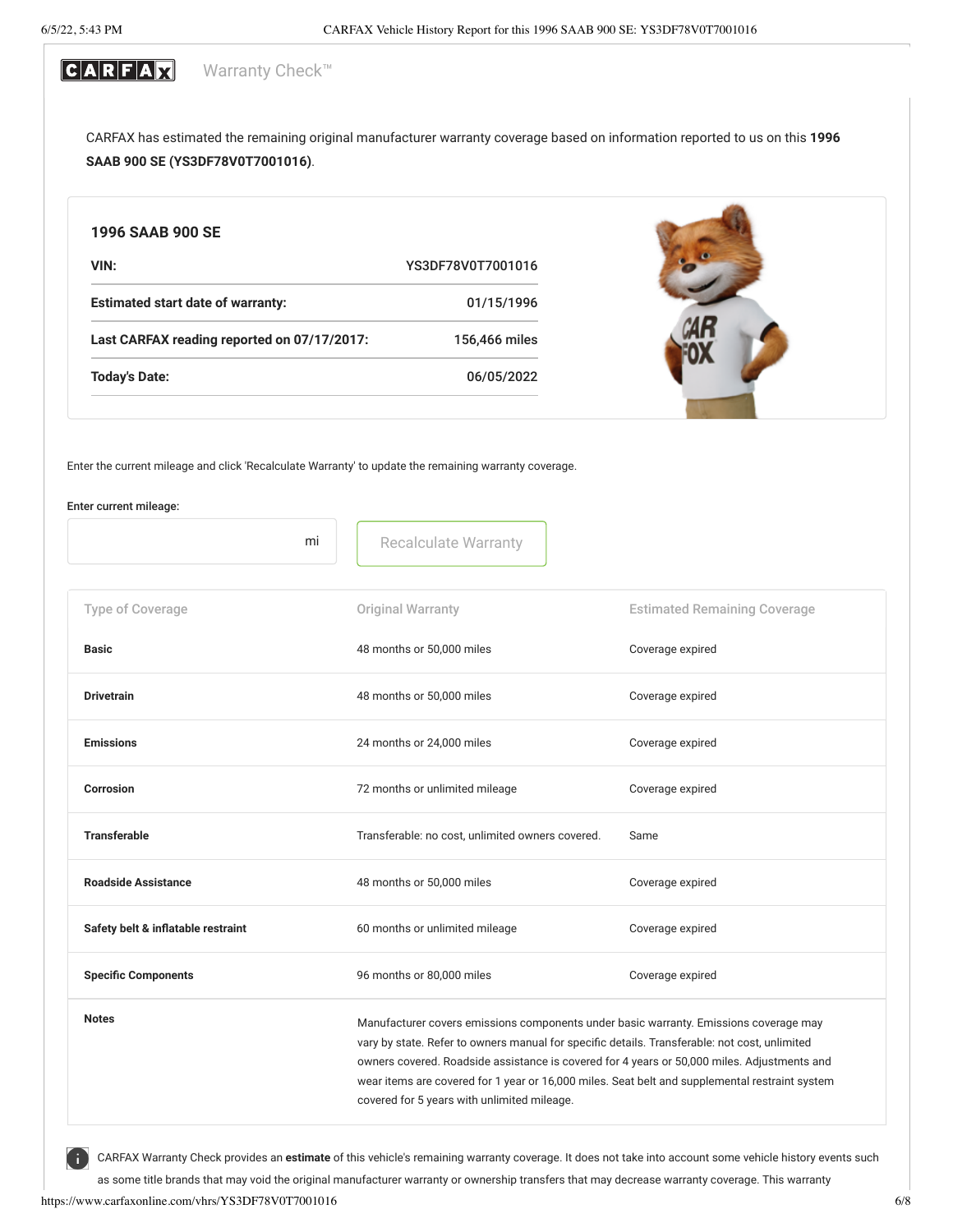**CARFAX** Warranty Check™

CARFAX has estimated the remaining original manufacturer warranty coverage based on information reported to us on this **1996 SAAB 900 SE (YS3DF78V0T7001016)**.

### 1996 SAAB 900 SE

| | |
|---|---|
| **VIN:** | YS3DF78V0T7001016 |
| **Estimated start date of warranty:** | 01/15/1996 |
| **Last CARFAX reading reported on 07/17/2017:** | 156,466 miles |
| **Today's Date:** | 06/05/2022 |

Enter the current mileage and click 'Recalculate Warranty' to update the remaining warranty coverage.

Enter current mileage:

mi

Recalculate Warranty

| Type of Coverage | Original Warranty | Estimated Remaining Coverage |
|---|---|---|
| **Basic** | 48 months or 50,000 miles | Coverage expired |
| **Drivetrain** | 48 months or 50,000 miles | Coverage expired |
| **Emissions** | 24 months or 24,000 miles | Coverage expired |
| **Corrosion** | 72 months or unlimited mileage | Coverage expired |
| **Transferable** | Transferable: no cost, unlimited owners covered. | Same |
| **Roadside Assistance** | 48 months or 50,000 miles | Coverage expired |
| **Safety belt & inflatable restraint** | 60 months or unlimited mileage | Coverage expired |
| **Specific Components** | 96 months or 80,000 miles | Coverage expired |
| **Notes** | Manufacturer covers emissions components under basic warranty. Emissions coverage may vary by state. Refer to owners manual for specific details. Transferable: not cost, unlimited owners covered. Roadside assistance is covered for 4 years or 50,000 miles. Adjustments and wear items are covered for 1 year or 16,000 miles. Seat belt and supplemental restraint system covered for 5 years with unlimited mileage. | |

CARFAX Warranty Check provides an **estimate** of this vehicle's remaining warranty coverage. It does not take into account some vehicle history events such as some title brands that may void the original manufacturer warranty or ownership transfers that may decrease warranty coverage. This warranty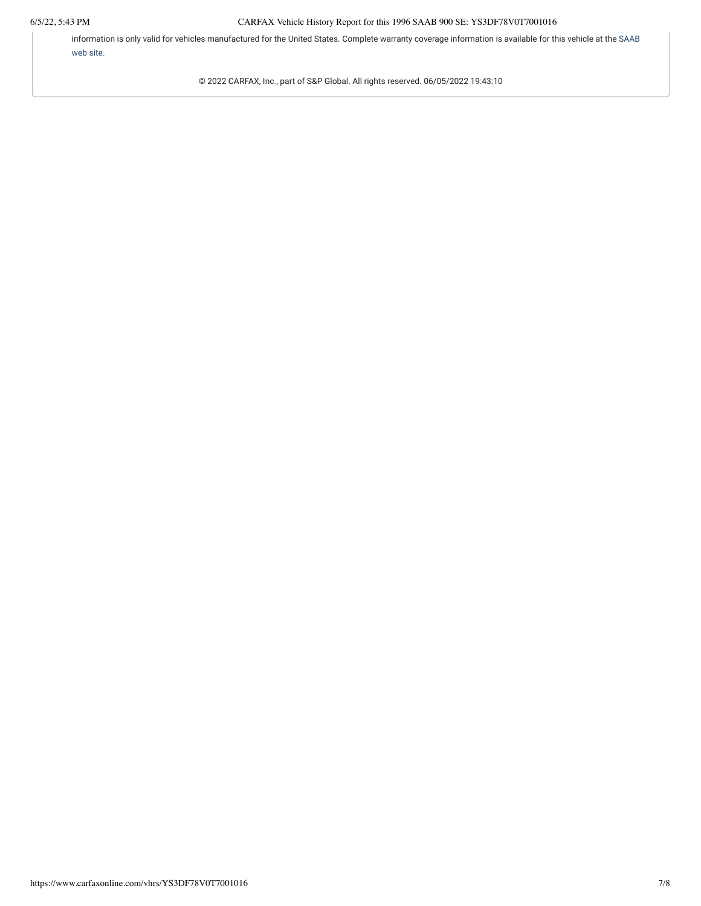information is only valid for vehicles manufactured for the United States. Complete warranty coverage information is available for this vehicle at the SAAB web site.

© 2022 CARFAX, Inc., part of S&P Global. All rights reserved. 06/05/2022 19:43:10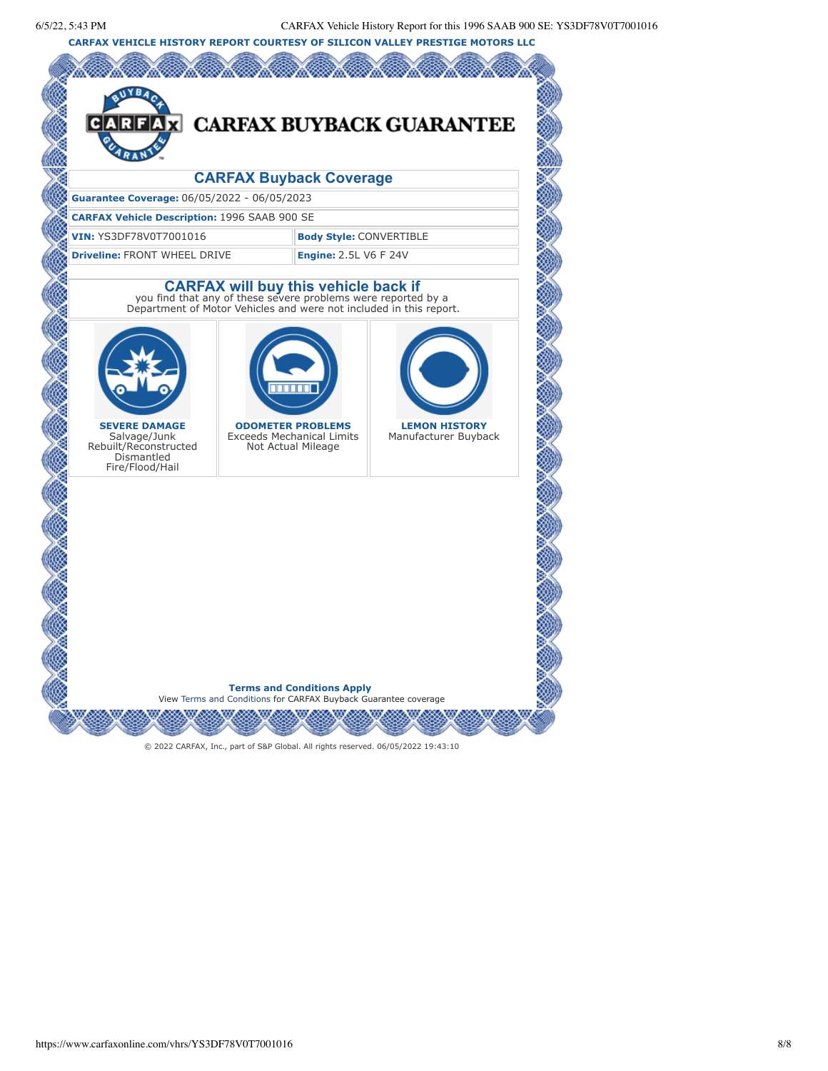CARFAX VEHICLE HISTORY REPORT COURTESY OF SILICON VALLEY PRESTIGE MOTORS LLC

# CARFAX BUYBACK GUARANTEE

## CARFAX Buyback Coverage

| | |
|---|---|
| **Guarantee Coverage:** 06/05/2022 - 06/05/2023 | |
| **CARFAX Vehicle Description:** 1996 SAAB 900 SE | |
| **VIN:** YS3DF78V0T7001016 | **Body Style:** CONVERTIBLE |
| **Driveline:** FRONT WHEEL DRIVE | **Engine:** 2.5L V6 F 24V |

## CARFAX will buy this vehicle back if

you find that any of these severe problems were reported by a Department of Motor Vehicles and were not included in this report.

| | | |
|---|---|---|
| **SEVERE DAMAGE** | **ODOMETER PROBLEMS** | **LEMON HISTORY** |
| Salvage/Junk<br>Rebuilt/Reconstructed<br>Dismantled<br>Fire/Flood/Hail | Exceeds Mechanical Limits<br>Not Actual Mileage | Manufacturer Buyback |

**Terms and Conditions Apply**

View Terms and Conditions for CARFAX Buyback Guarantee coverage

© 2022 CARFAX, Inc., part of S&P Global. All rights reserved. 06/05/2022 19:43:10